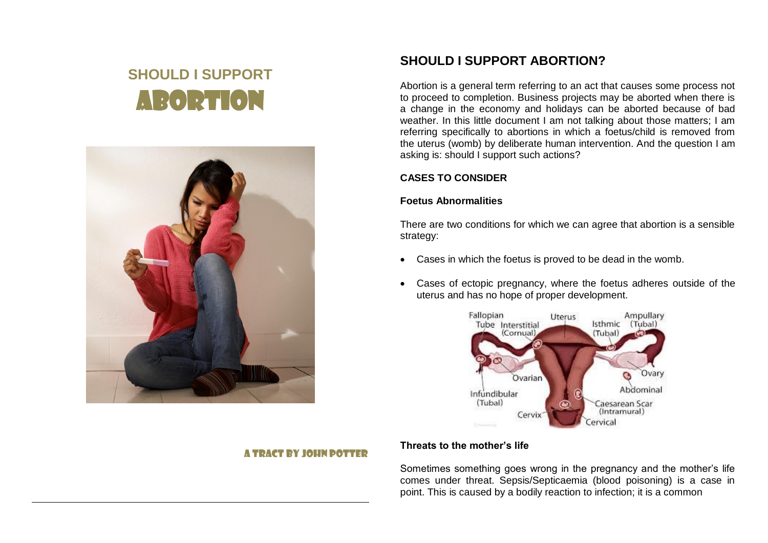# SHOULD I SUPPORT ABORTION

A TRACT BY JOHN POTTER

## SHOULD I SUPPORT ABORTION?

Abortion is a general term referring to an act that causes some process not to proceed to completion. Business projects may be aborted when there is a change in the economy and holidays can be aborted because of bad weather. In this little document I am not talking about those matters; I am referring specifically to abortions in which a foetus/child is removed from the uterus (womb) by deliberate human intervention. And the question I am asking is: should I support such actions?

### CASES TO CONSIDER

#### Foetus Abnormalities

There are two conditions for which we can agree that abortion is a sensible strategy:

- Cases in which the foetus is proved to be dead in the womb.
- Cases of ectopic pregnancy, where the foetus adheres outside of the uterus and has no hope of proper development.

#### Threats to the mother's life

Sometimes something goes wrong in the pregnancy and the mother's life comes under threat. Sepsis/Septicaemia (blood poisoning) is a case in point. This is caused by a bodily reaction to infection; it is a common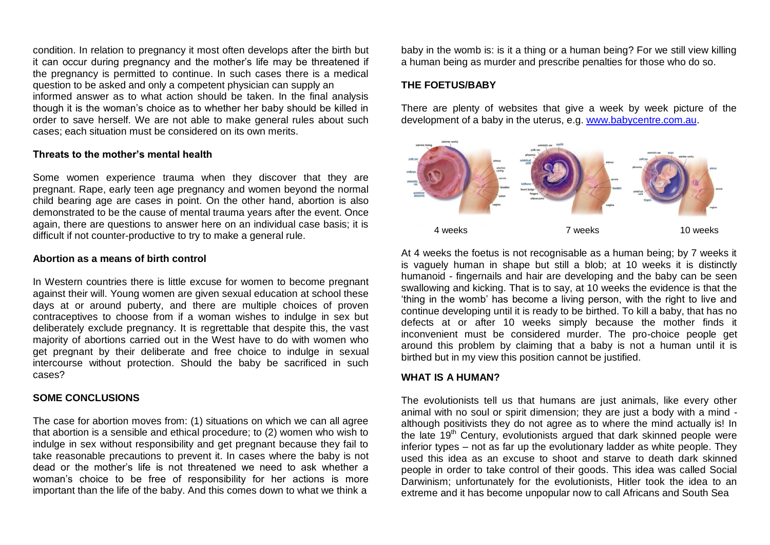condition. In relation to pregnancy it most often develops after the birth but it can occur during pregnancy and the mother's life may be threatened if the pregnancy is permitted to continue. In such cases there is a medical question to be asked and only a competent physician can supply an informed answer as to what action should be taken. In the final analysis though it is the woman's choice as to whether her baby should be killed in order to save herself. We are not able to make general rules about such cases; each situation must be considered on its own merits.

### Threats to the mother's mental health

Some women experience trauma when they discover that they are pregnant. Rape, early teen age pregnancy and women beyond the normal child bearing age are cases in point. On the other hand, abortion is also demonstrated to be the cause of mental trauma years after the event. Once again, there are questions to answer here on an individual case basis; it is difficult if not counter-productive to try to make a general rule.

### Abortion as a means of birth control

In Western countries there is little excuse for women to become pregnant against their will. Young women are given sexual education at school these days at or around puberty, and there are multiple choices of proven contraceptives to choose from if a woman wishes to indulge in sex but deliberately exclude pregnancy. It is regrettable that despite this, the vast majority of abortions carried out in the West have to do with women who get pregnant by their deliberate and free choice to indulge in sexual intercourse without protection. Should the baby be sacrificed in such cases?

## SOME CONCLUSIONS

The case for abortion moves from: (1) situations on which we can all agree that abortion is a sensible and ethical procedure; to (2) women who wish to indulge in sex without responsibility and get pregnant because they fail to take reasonable precautions to prevent it. In cases where the baby is not dead or the mother's life is not threatened we need to ask whether a woman's choice to be free of responsibility for her actions is more important than the life of the baby. And this comes down to what we think a baby in the womb is: is it a thing or a human being? For we still view killing a human being as murder and prescribe penalties for those who do so.

## THE FOETUS/BABY

There are plenty of websites that give a week by week picture of the development of a baby in the uterus, e.g. www.babycentre.com.au.

4 weeks 7 weeks 10 weeks

At 4 weeks the foetus is not recognisable as a human being; by 7 weeks it is vaguely human in shape but still a blob; at 10 weeks it is distinctly humanoid - fingernails and hair are developing and the baby can be seen swallowing and kicking. That is to say, at 10 weeks the evidence is that the 'thing in the womb' has become a living person, with the right to live and continue developing until it is ready to be birthed. To kill a baby, that has no defects at or after 10 weeks simply because the mother finds it inconvenient must be considered murder. The pro-choice people get around this problem by claiming that a baby is not a human until it is birthed but in my view this position cannot be justified.

## WHAT IS A HUMAN?

The evolutionists tell us that humans are just animals, like every other animal with no soul or spirit dimension; they are just a body with a mind - although positivists they do not agree as to where the mind actually is! In the late 19th Century, evolutionists argued that dark skinned people were inferior types – not as far up the evolutionary ladder as white people. They used this idea as an excuse to shoot and starve to death dark skinned people in order to take control of their goods. This idea was called Social Darwinism; unfortunately for the evolutionists, Hitler took the idea to an extreme and it has become unpopular now to call Africans and South Sea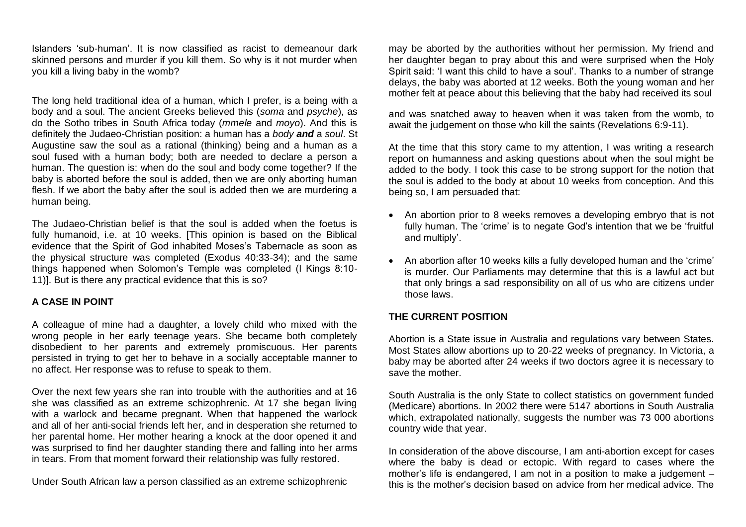Islanders 'sub-human'. It is now classified as racist to demeanour dark skinned persons and murder if you kill them. So why is it not murder when you kill a living baby in the womb?

The long held traditional idea of a human, which I prefer, is a being with a body and a soul. The ancient Greeks believed this (*soma* and *psyche*), as do the Sotho tribes in South Africa today (*mmele* and *moyo*). And this is definitely the Judaeo-Christian position: a human has a *body* ***and*** a *soul*. St Augustine saw the soul as a rational (thinking) being and a human as a soul fused with a human body; both are needed to declare a person a human. The question is: when do the soul and body come together? If the baby is aborted before the soul is added, then we are only aborting human flesh. If we abort the baby after the soul is added then we are murdering a human being.

The Judaeo-Christian belief is that the soul is added when the foetus is fully humanoid, i.e. at 10 weeks. [This opinion is based on the Biblical evidence that the Spirit of God inhabited Moses's Tabernacle as soon as the physical structure was completed (Exodus 40:33-34); and the same things happened when Solomon's Temple was completed (I Kings 8:10-11)]. But is there any practical evidence that this is so?

## A CASE IN POINT

A colleague of mine had a daughter, a lovely child who mixed with the wrong people in her early teenage years. She became both completely disobedient to her parents and extremely promiscuous. Her parents persisted in trying to get her to behave in a socially acceptable manner to no affect. Her response was to refuse to speak to them.

Over the next few years she ran into trouble with the authorities and at 16 she was classified as an extreme schizophrenic. At 17 she began living with a warlock and became pregnant. When that happened the warlock and all of her anti-social friends left her, and in desperation she returned to her parental home. Her mother hearing a knock at the door opened it and was surprised to find her daughter standing there and falling into her arms in tears. From that moment forward their relationship was fully restored.

Under South African law a person classified as an extreme schizophrenic may be aborted by the authorities without her permission. My friend and her daughter began to pray about this and were surprised when the Holy Spirit said: 'I want this child to have a soul'. Thanks to a number of strange delays, the baby was aborted at 12 weeks. Both the young woman and her mother felt at peace about this believing that the baby had received its soul and was snatched away to heaven when it was taken from the womb, to await the judgement on those who kill the saints (Revelations 6:9-11).

At the time that this story came to my attention, I was writing a research report on humanness and asking questions about when the soul might be added to the body. I took this case to be strong support for the notion that the soul is added to the body at about 10 weeks from conception. And this being so, I am persuaded that:

- An abortion prior to 8 weeks removes a developing embryo that is not fully human. The 'crime' is to negate God's intention that we be 'fruitful and multiply'.
- An abortion after 10 weeks kills a fully developed human and the 'crime' is murder. Our Parliaments may determine that this is a lawful act but that only brings a sad responsibility on all of us who are citizens under those laws.

## THE CURRENT POSITION

Abortion is a State issue in Australia and regulations vary between States. Most States allow abortions up to 20-22 weeks of pregnancy. In Victoria, a baby may be aborted after 24 weeks if two doctors agree it is necessary to save the mother.

South Australia is the only State to collect statistics on government funded (Medicare) abortions. In 2002 there were 5147 abortions in South Australia which, extrapolated nationally, suggests the number was 73 000 abortions country wide that year.

In consideration of the above discourse, I am anti-abortion except for cases where the baby is dead or ectopic. With regard to cases where the mother's life is endangered, I am not in a position to make a judgement – this is the mother's decision based on advice from her medical advice. The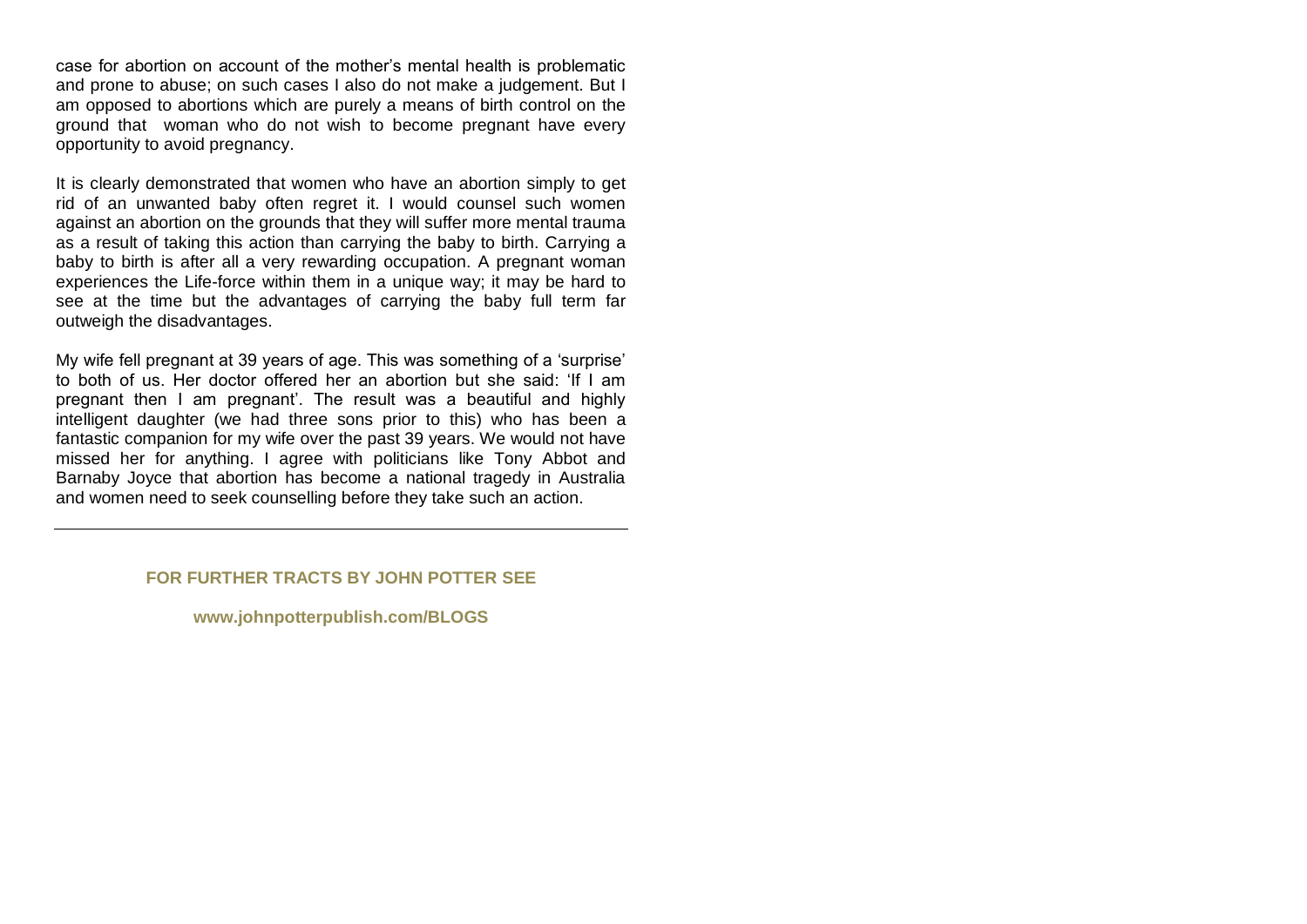case for abortion on account of the mother's mental health is problematic and prone to abuse; on such cases I also do not make a judgement. But I am opposed to abortions which are purely a means of birth control on the ground that woman who do not wish to become pregnant have every opportunity to avoid pregnancy.

It is clearly demonstrated that women who have an abortion simply to get rid of an unwanted baby often regret it. I would counsel such women against an abortion on the grounds that they will suffer more mental trauma as a result of taking this action than carrying the baby to birth. Carrying a baby to birth is after all a very rewarding occupation. A pregnant woman experiences the Life-force within them in a unique way; it may be hard to see at the time but the advantages of carrying the baby full term far outweigh the disadvantages.

My wife fell pregnant at 39 years of age. This was something of a 'surprise' to both of us. Her doctor offered her an abortion but she said: 'If I am pregnant then I am pregnant'. The result was a beautiful and highly intelligent daughter (we had three sons prior to this) who has been a fantastic companion for my wife over the past 39 years. We would not have missed her for anything. I agree with politicians like Tony Abbot and Barnaby Joyce that abortion has become a national tragedy in Australia and women need to seek counselling before they take such an action.

---

**FOR FURTHER TRACTS BY JOHN POTTER SEE**

**www.johnpotterpublish.com/BLOGS**